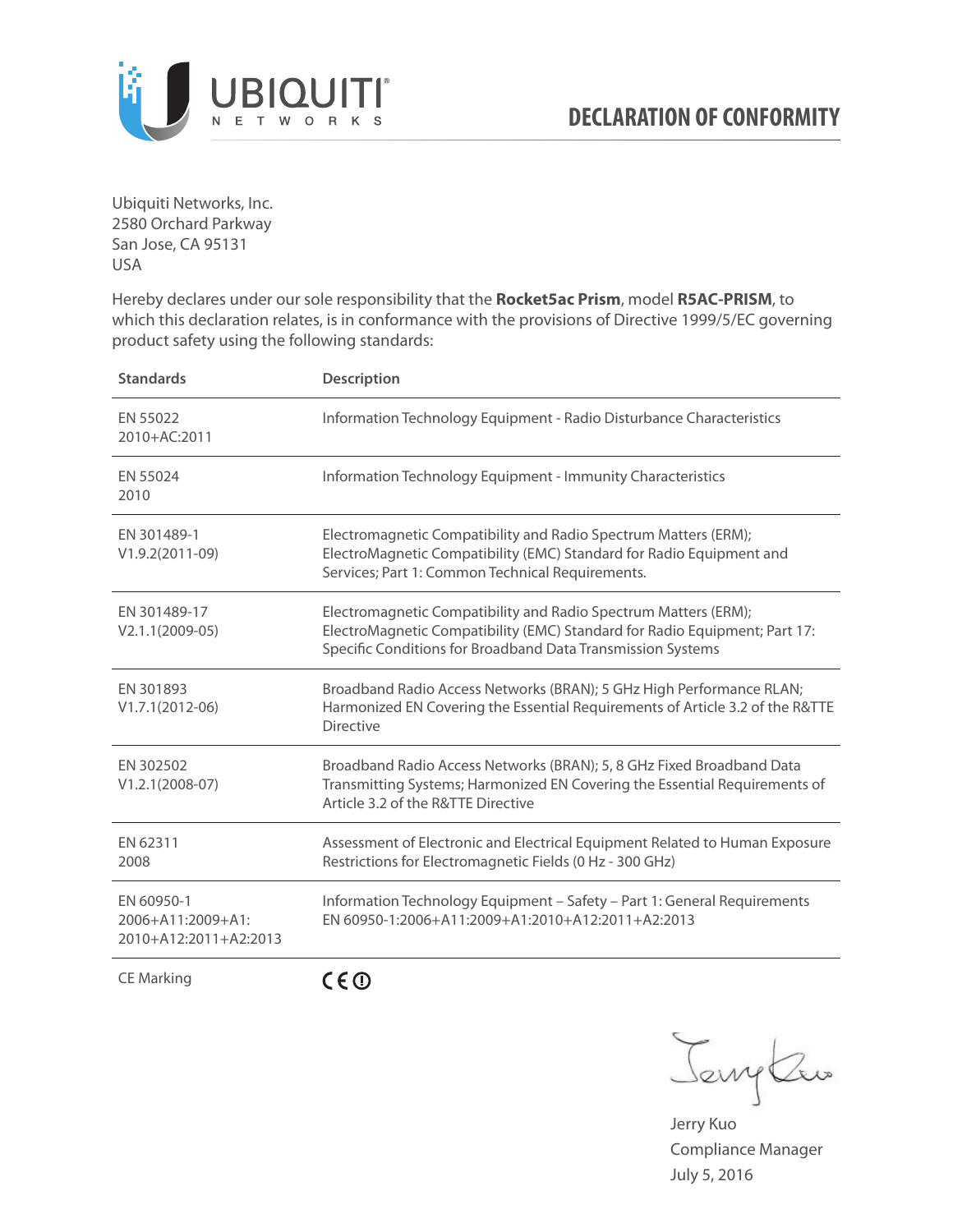# DECLARATION OF CONFORMITY

Ubiquiti Networks, Inc.
2580 Orchard Parkway
San Jose, CA 95131
USA

Hereby declares under our sole responsibility that the **Rocket5ac Prism**, model **R5AC-PRISM**, to which this declaration relates, is in conformance with the provisions of Directive 1999/5/EC governing product safety using the following standards:

| Standards | Description |
|---|---|
| EN 55022 2010+AC:2011 | Information Technology Equipment - Radio Disturbance Characteristics |
| EN 55024 2010 | Information Technology Equipment - Immunity Characteristics |
| EN 301489-1 V1.9.2(2011-09) | Electromagnetic Compatibility and Radio Spectrum Matters (ERM); ElectroMagnetic Compatibility (EMC) Standard for Radio Equipment and Services; Part 1: Common Technical Requirements. |
| EN 301489-17 V2.1.1(2009-05) | Electromagnetic Compatibility and Radio Spectrum Matters (ERM); ElectroMagnetic Compatibility (EMC) Standard for Radio Equipment; Part 17: Specific Conditions for Broadband Data Transmission Systems |
| EN 301893 V1.7.1(2012-06) | Broadband Radio Access Networks (BRAN); 5 GHz High Performance RLAN; Harmonized EN Covering the Essential Requirements of Article 3.2 of the R&TTE Directive |
| EN 302502 V1.2.1(2008-07) | Broadband Radio Access Networks (BRAN); 5, 8 GHz Fixed Broadband Data Transmitting Systems; Harmonized EN Covering the Essential Requirements of Article 3.2 of the R&TTE Directive |
| EN 62311 2008 | Assessment of Electronic and Electrical Equipment Related to Human Exposure Restrictions for Electromagnetic Fields (0 Hz - 300 GHz) |
| EN 60950-1 2006+A11:2009+A1:2010+A12:2011+A2:2013 | Information Technology Equipment – Safety – Part 1: General Requirements EN 60950-1:2006+A11:2009+A1:2010+A12:2011+A2:2013 |
| CE Marking | CE ⓘ |

Jerry Kuo
Compliance Manager
July 5, 2016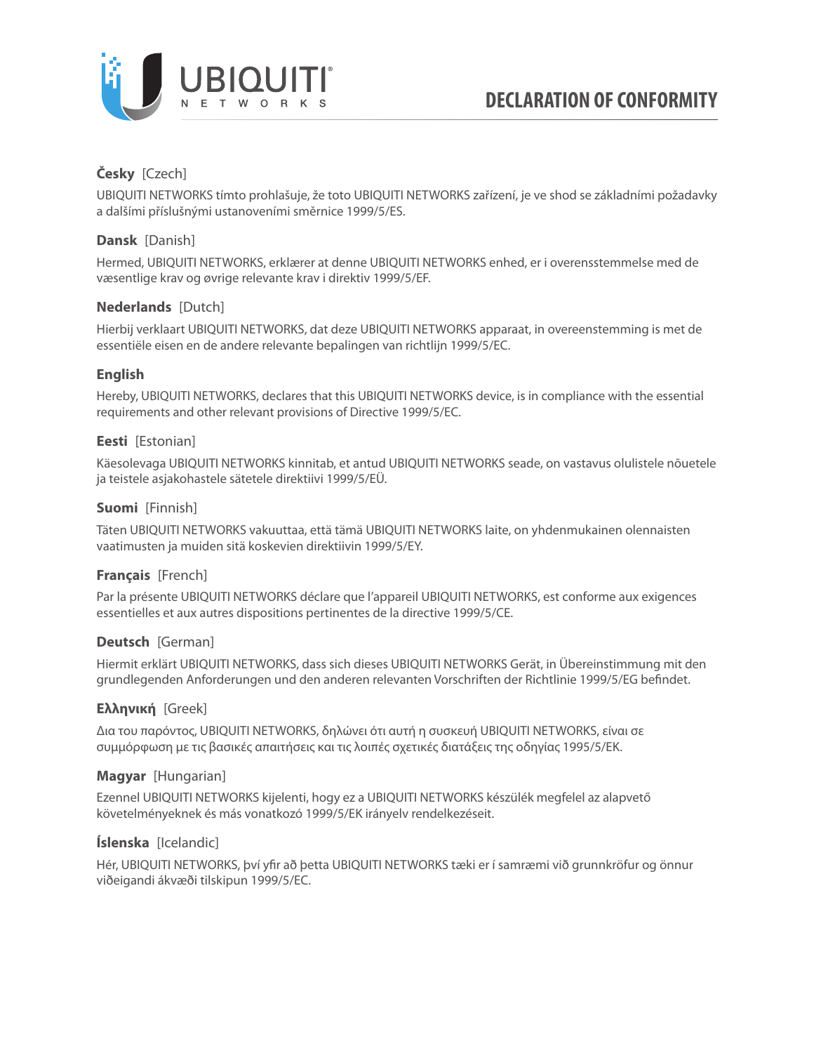# DECLARATION OF CONFORMITY

**Česky** [Czech]

UBIQUITI NETWORKS tímto prohlašuje, že toto UBIQUITI NETWORKS zařízení, je ve shod se základními požadavky a dalšími příslušnými ustanoveními směrnice 1999/5/ES.

**Dansk** [Danish]

Hermed, UBIQUITI NETWORKS, erklærer at denne UBIQUITI NETWORKS enhed, er i overensstemmelse med de væsentlige krav og øvrige relevante krav i direktiv 1999/5/EF.

**Nederlands** [Dutch]

Hierbij verklaart UBIQUITI NETWORKS, dat deze UBIQUITI NETWORKS apparaat, in overeenstemming is met de essentiële eisen en de andere relevante bepalingen van richtlijn 1999/5/EC.

**English**

Hereby, UBIQUITI NETWORKS, declares that this UBIQUITI NETWORKS device, is in compliance with the essential requirements and other relevant provisions of Directive 1999/5/EC.

**Eesti** [Estonian]

Käesolevaga UBIQUITI NETWORKS kinnitab, et antud UBIQUITI NETWORKS seade, on vastavus olulistele nõuetele ja teistele asjakohastele sätetele direktiivi 1999/5/EÜ.

**Suomi** [Finnish]

Täten UBIQUITI NETWORKS vakuuttaa, että tämä UBIQUITI NETWORKS laite, on yhdenmukainen olennaisten vaatimusten ja muiden sitä koskevien direktiivin 1999/5/EY.

**Français** [French]

Par la présente UBIQUITI NETWORKS déclare que l'appareil UBIQUITI NETWORKS, est conforme aux exigences essentielles et aux autres dispositions pertinentes de la directive 1999/5/CE.

**Deutsch** [German]

Hiermit erklärt UBIQUITI NETWORKS, dass sich dieses UBIQUITI NETWORKS Gerät, in Übereinstimmung mit den grundlegenden Anforderungen und den anderen relevanten Vorschriften der Richtlinie 1999/5/EG befindet.

**Ελληνική** [Greek]

Δια του παρόντος, UBIQUITI NETWORKS, δηλώνει ότι αυτή η συσκευή UBIQUITI NETWORKS, είναι σε συμμόρφωση με τις βασικές απαιτήσεις και τις λοιπές σχετικές διατάξεις της οδηγίας 1995/5/ΕΚ.

**Magyar** [Hungarian]

Ezennel UBIQUITI NETWORKS kijelenti, hogy ez a UBIQUITI NETWORKS készülék megfelel az alapvető követelményeknek és más vonatkozó 1999/5/EK irányelv rendelkezéseit.

**Íslenska** [Icelandic]

Hér, UBIQUITI NETWORKS, því yfir að þetta UBIQUITI NETWORKS tæki er í samræmi við grunnkröfur og önnur viðeigandi ákvæði tilskipun 1999/5/EC.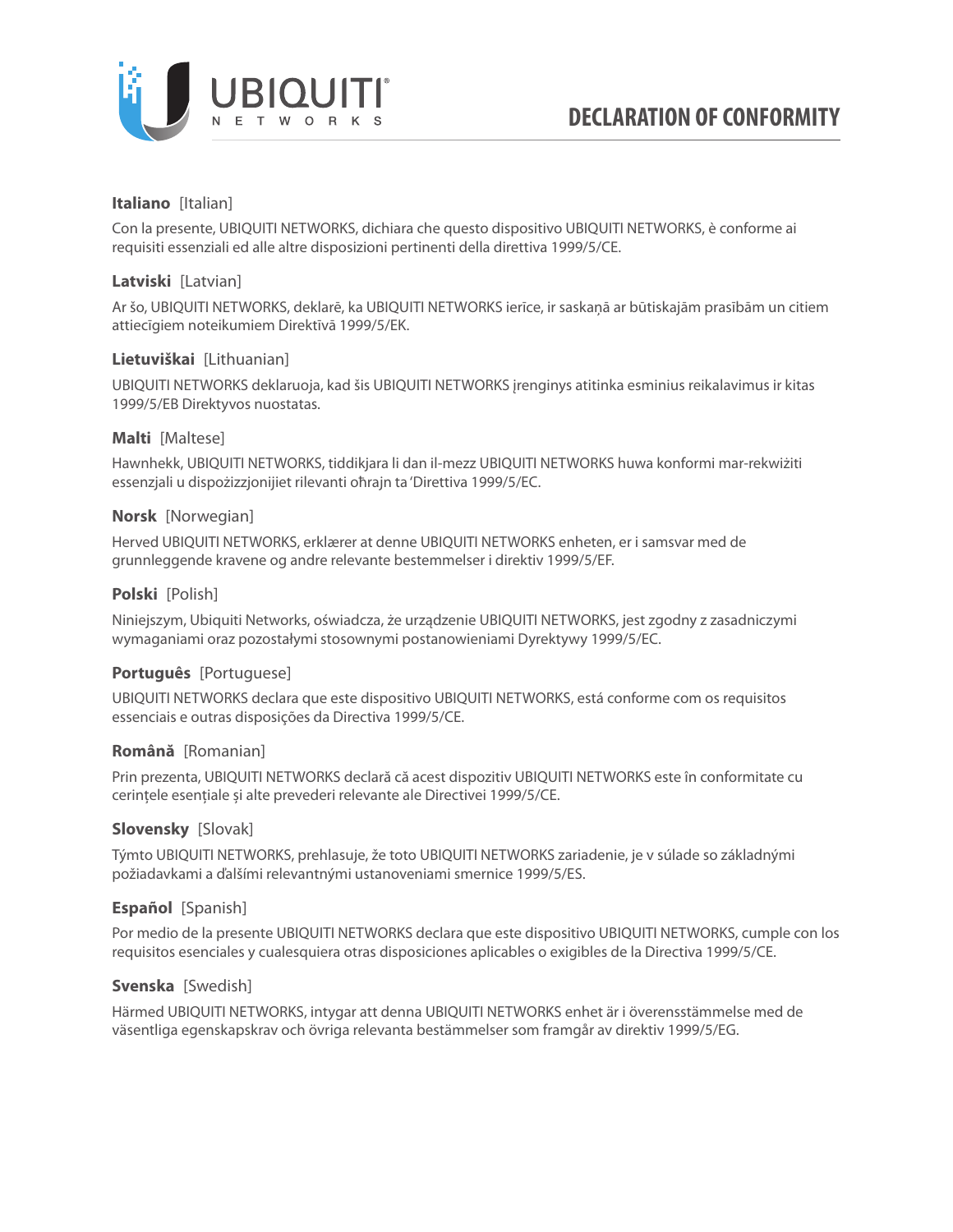# DECLARATION OF CONFORMITY

**Italiano** [Italian]

Con la presente, UBIQUITI NETWORKS, dichiara che questo dispositivo UBIQUITI NETWORKS, è conforme ai requisiti essenziali ed alle altre disposizioni pertinenti della direttiva 1999/5/CE.

**Latviski** [Latvian]

Ar šo, UBIQUITI NETWORKS, deklarē, ka UBIQUITI NETWORKS ierīce, ir saskaņā ar būtiskajām prasībām un citiem attiecīgiem noteikumiem Direktīvā 1999/5/EK.

**Lietuviškai** [Lithuanian]

UBIQUITI NETWORKS deklaruoja, kad šis UBIQUITI NETWORKS įrenginys atitinka esminius reikalavimus ir kitas 1999/5/EB Direktyvos nuostatas.

**Malti** [Maltese]

Hawnhekk, UBIQUITI NETWORKS, tiddikjara li dan il-mezz UBIQUITI NETWORKS huwa konformi mar-rekwiżiti essenzjali u dispożizzjonijiet rilevanti oħrajn ta 'Direttiva 1999/5/EC.

**Norsk** [Norwegian]

Herved UBIQUITI NETWORKS, erklærer at denne UBIQUITI NETWORKS enheten, er i samsvar med de grunnleggende kravene og andre relevante bestemmelser i direktiv 1999/5/EF.

**Polski** [Polish]

Niniejszym, Ubiquiti Networks, oświadcza, że urządzenie UBIQUITI NETWORKS, jest zgodny z zasadniczymi wymaganiami oraz pozostałymi stosownymi postanowieniami Dyrektywy 1999/5/EC.

**Português** [Portuguese]

UBIQUITI NETWORKS declara que este dispositivo UBIQUITI NETWORKS, está conforme com os requisitos essenciais e outras disposições da Directiva 1999/5/CE.

**Română** [Romanian]

Prin prezenta, UBIQUITI NETWORKS declară că acest dispozitiv UBIQUITI NETWORKS este în conformitate cu cerințele esențiale și alte prevederi relevante ale Directivei 1999/5/CE.

**Slovensky** [Slovak]

Týmto UBIQUITI NETWORKS, prehlasuje, že toto UBIQUITI NETWORKS zariadenie, je v súlade so základnými požiadavkami a ďalšími relevantnými ustanoveniami smernice 1999/5/ES.

**Español** [Spanish]

Por medio de la presente UBIQUITI NETWORKS declara que este dispositivo UBIQUITI NETWORKS, cumple con los requisitos esenciales y cualesquiera otras disposiciones aplicables o exigibles de la Directiva 1999/5/CE.

**Svenska** [Swedish]

Härmed UBIQUITI NETWORKS, intygar att denna UBIQUITI NETWORKS enhet är i överensstämmelse med de väsentliga egenskapskrav och övriga relevanta bestämmelser som framgår av direktiv 1999/5/EG.